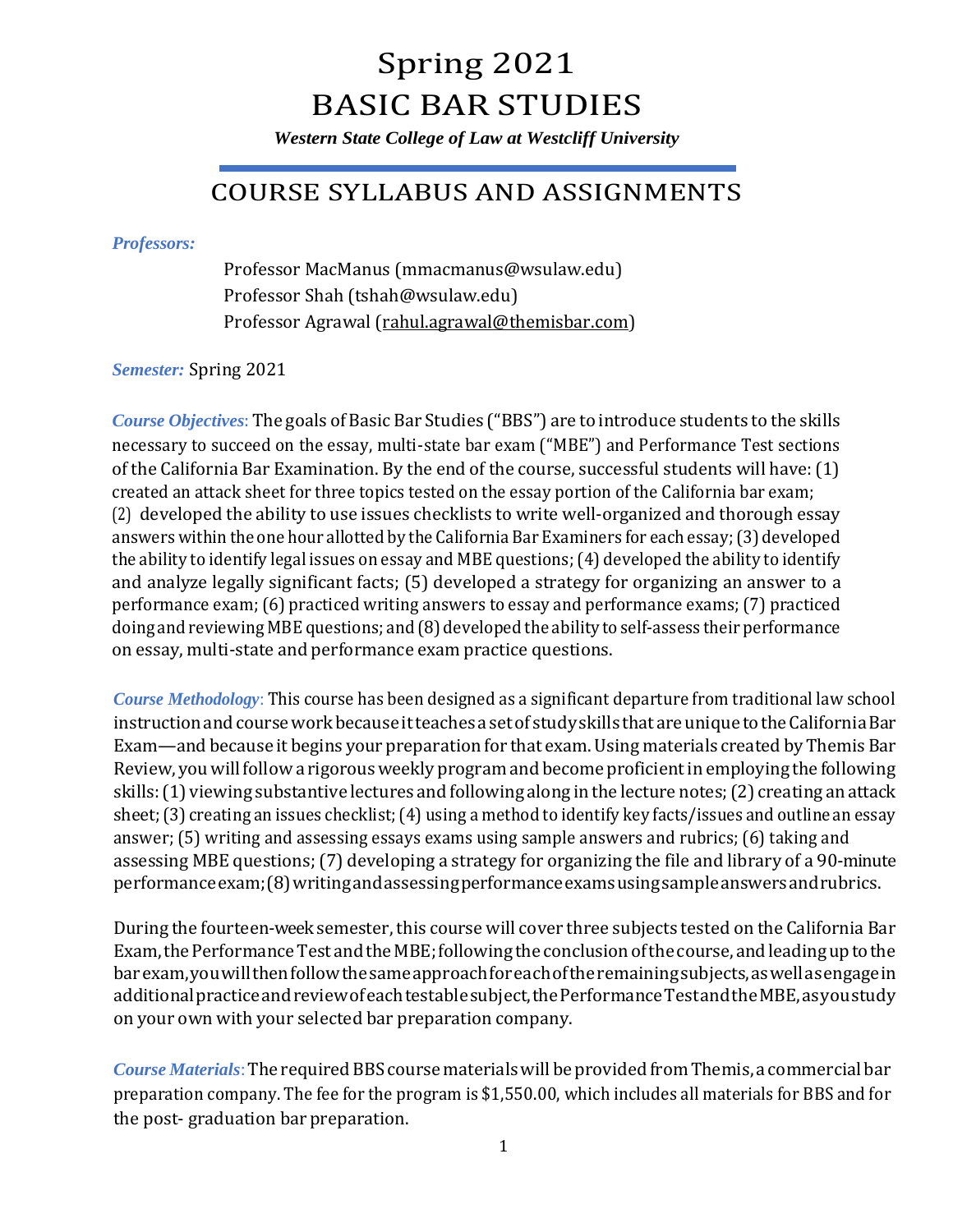# Spring 2021
# BASIC BAR STUDIES

***Western State College of Law at Westcliff University***

## COURSE SYLLABUS AND ASSIGNMENTS

***Professors:***

Professor MacManus (mmacmanus@wsulaw.edu)
Professor Shah (tshah@wsulaw.edu)
Professor Agrawal (rahul.agrawal@themisbar.com)

***Semester:*** Spring 2021

***Course Objectives***: The goals of Basic Bar Studies ("BBS") are to introduce students to the skills necessary to succeed on the essay, multi-state bar exam ("MBE") and Performance Test sections of the California Bar Examination. By the end of the course, successful students will have: (1) created an attack sheet for three topics tested on the essay portion of the California bar exam; (2) developed the ability to use issues checklists to write well-organized and thorough essay answers within the one hour allotted by the California Bar Examiners for each essay; (3) developed the ability to identify legal issues on essay and MBE questions; (4) developed the ability to identify and analyze legally significant facts; (5) developed a strategy for organizing an answer to a performance exam; (6) practiced writing answers to essay and performance exams; (7) practiced doing and reviewing MBE questions; and (8) developed the ability to self-assess their performance on essay, multi-state and performance exam practice questions.

***Course Methodology***: This course has been designed as a significant departure from traditional law school instruction and course work because it teaches a set of study skills that are unique to the California Bar Exam—and because it begins your preparation for that exam. Using materials created by Themis Bar Review, you will follow a rigorous weekly program and become proficient in employing the following skills: (1) viewing substantive lectures and following along in the lecture notes; (2) creating an attack sheet; (3) creating an issues checklist; (4) using a method to identify key facts/issues and outline an essay answer; (5) writing and assessing essays exams using sample answers and rubrics; (6) taking and assessing MBE questions; (7) developing a strategy for organizing the file and library of a 90-minute performance exam; (8) writing and assessing performance exams using sample answers and rubrics.

During the fourteen-week semester, this course will cover three subjects tested on the California Bar Exam, the Performance Test and the MBE; following the conclusion of the course, and leading up to the bar exam, you will then follow the same approach for each of the remaining subjects, as well as engage in additional practice and review of each testable subject, the Performance Test and the MBE, as you study on your own with your selected bar preparation company.

***Course Materials***: The required BBS course materials will be provided from Themis, a commercial bar preparation company. The fee for the program is $1,550.00, which includes all materials for BBS and for the post- graduation bar preparation.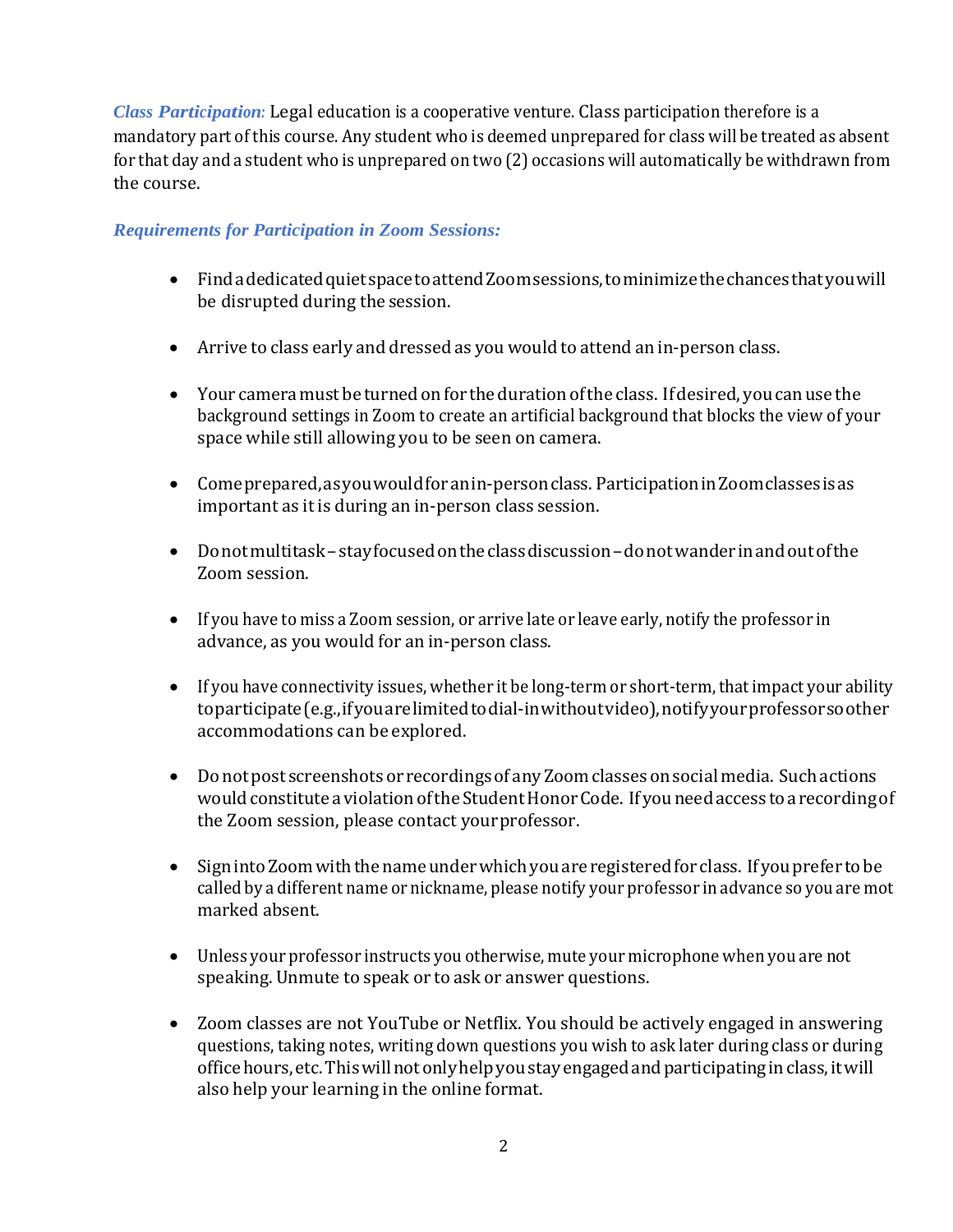***Class Participation:*** Legal education is a cooperative venture. Class participation therefore is a mandatory part of this course. Any student who is deemed unprepared for class will be treated as absent for that day and a student who is unprepared on two (2) occasions will automatically be withdrawn from the course.

***Requirements for Participation in Zoom Sessions:***

- Find a dedicated quiet space to attend Zoom sessions, to minimize the chances that you will be disrupted during the session.
- Arrive to class early and dressed as you would to attend an in-person class.
- Your camera must be turned on for the duration of the class. If desired, you can use the background settings in Zoom to create an artificial background that blocks the view of your space while still allowing you to be seen on camera.
- Come prepared, as you would for an in-person class. Participation in Zoom classes is as important as it is during an in-person class session.
- Do not multitask – stay focused on the class discussion – do not wander in and out of the Zoom session.
- If you have to miss a Zoom session, or arrive late or leave early, notify the professor in advance, as you would for an in-person class.
- If you have connectivity issues, whether it be long-term or short-term, that impact your ability to participate (e.g., if you are limited to dial-in without video), notify your professor so other accommodations can be explored.
- Do not post screenshots or recordings of any Zoom classes on social media. Such actions would constitute a violation of the Student Honor Code. If you need access to a recording of the Zoom session, please contact your professor.
- Sign into Zoom with the name under which you are registered for class. If you prefer to be called by a different name or nickname, please notify your professor in advance so you are mot marked absent.
- Unless your professor instructs you otherwise, mute your microphone when you are not speaking. Unmute to speak or to ask or answer questions.
- Zoom classes are not YouTube or Netflix. You should be actively engaged in answering questions, taking notes, writing down questions you wish to ask later during class or during office hours, etc. This will not only help you stay engaged and participating in class, it will also help your learning in the online format.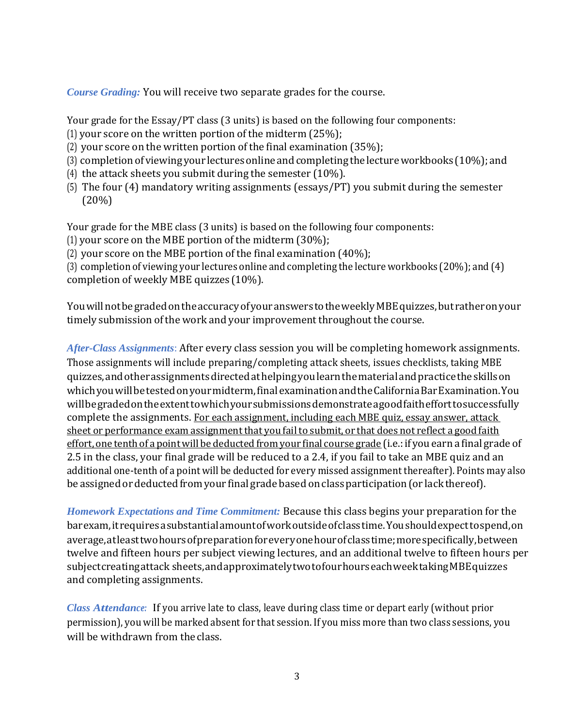***Course Grading:*** You will receive two separate grades for the course.

Your grade for the Essay/PT class (3 units) is based on the following four components:

(1) your score on the written portion of the midterm (25%);
(2) your score on the written portion of the final examination (35%);
(3) completion of viewing your lectures online and completing the lecture workbooks (10%); and
(4) the attack sheets you submit during the semester (10%).
(5) The four (4) mandatory writing assignments (essays/PT) you submit during the semester (20%)

Your grade for the MBE class (3 units) is based on the following four components:

(1) your score on the MBE portion of the midterm (30%);
(2) your score on the MBE portion of the final examination (40%);
(3) completion of viewing your lectures online and completing the lecture workbooks (20%); and (4) completion of weekly MBE quizzes (10%).

You will not be graded on the accuracy of your answers to the weekly MBE quizzes, but rather on your timely submission of the work and your improvement throughout the course.

***After-Class Assignments***: After every class session you will be completing homework assignments. Those assignments will include preparing/completing attack sheets, issues checklists, taking MBE quizzes, and other assignments directed at helping you learn the material and practice the skills on which you will be tested on your midterm, final examination and the California Bar Examination. You will be graded on the extent to which your submissions demonstrate a good faith effort to successfully complete the assignments. <u>For each assignment, including each MBE quiz, essay answer, attack sheet or performance exam assignment that you fail to submit, or that does not reflect a good faith effort, one tenth of a point will be deducted from your final course grade</u> (i.e.: if you earn a final grade of 2.5 in the class, your final grade will be reduced to a 2.4, if you fail to take an MBE quiz and an additional one-tenth of a point will be deducted for every missed assignment thereafter). Points may also be assigned or deducted from your final grade based on class participation (or lack thereof).

***Homework Expectations and Time Commitment:*** Because this class begins your preparation for the bar exam, it requires a substantial amount of work outside of class time. You should expect to spend, on average, at least two hours of preparation for every one hour of class time; more specifically, between twelve and fifteen hours per subject viewing lectures, and an additional twelve to fifteen hours per subject creating attack sheets, and approximately two to four hours each week taking MBE quizzes and completing assignments.

***Class Attendance:*** If you arrive late to class, leave during class time or depart early (without prior permission), you will be marked absent for that session. If you miss more than two class sessions, you will be withdrawn from the class.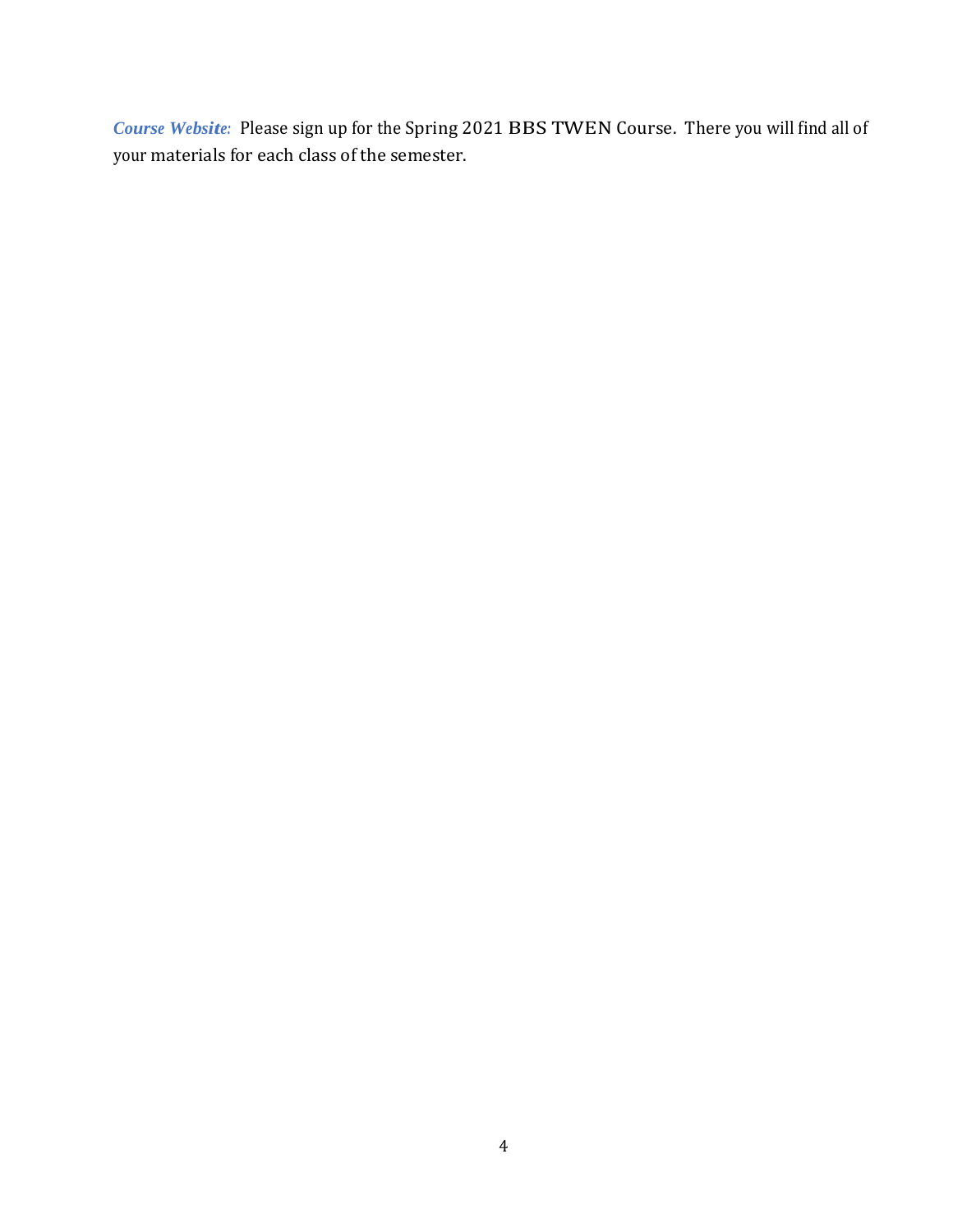***Course Website:*** Please sign up for the Spring 2021 BBS TWEN Course. There you will find all of your materials for each class of the semester.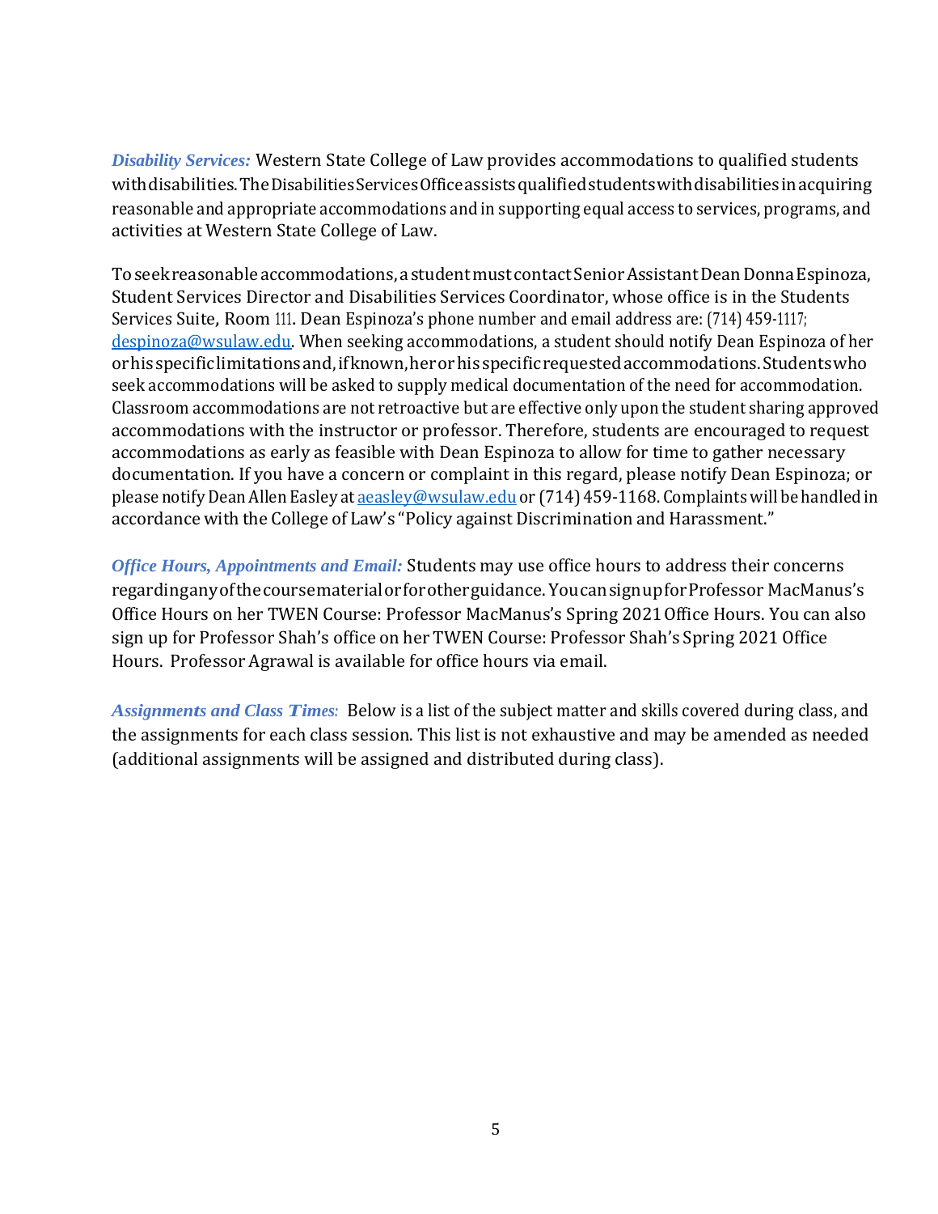***Disability Services:*** Western State College of Law provides accommodations to qualified students with disabilities. The Disabilities Services Office assists qualified students with disabilities in acquiring reasonable and appropriate accommodations and in supporting equal access to services, programs, and activities at Western State College of Law.

To seek reasonable accommodations, a student must contact Senior Assistant Dean Donna Espinoza, Student Services Director and Disabilities Services Coordinator, whose office is in the Students Services Suite, Room 111. Dean Espinoza's phone number and email address are: (714) 459-1117; despinoza@wsulaw.edu. When seeking accommodations, a student should notify Dean Espinoza of her or his specific limitations and, if known, her or his specific requested accommodations. Students who seek accommodations will be asked to supply medical documentation of the need for accommodation. Classroom accommodations are not retroactive but are effective only upon the student sharing approved accommodations with the instructor or professor. Therefore, students are encouraged to request accommodations as early as feasible with Dean Espinoza to allow for time to gather necessary documentation. If you have a concern or complaint in this regard, please notify Dean Espinoza; or please notify Dean Allen Easley at aeasley@wsulaw.edu or (714) 459-1168. Complaints will be handled in accordance with the College of Law's "Policy against Discrimination and Harassment."

***Office Hours, Appointments and Email:*** Students may use office hours to address their concerns regarding any of the course material or for other guidance. You can sign up for Professor MacManus's Office Hours on her TWEN Course: Professor MacManus's Spring 2021 Office Hours. You can also sign up for Professor Shah's office on her TWEN Course: Professor Shah's Spring 2021 Office Hours. Professor Agrawal is available for office hours via email.

***Assignments and Class Times:*** Below is a list of the subject matter and skills covered during class, and the assignments for each class session. This list is not exhaustive and may be amended as needed (additional assignments will be assigned and distributed during class).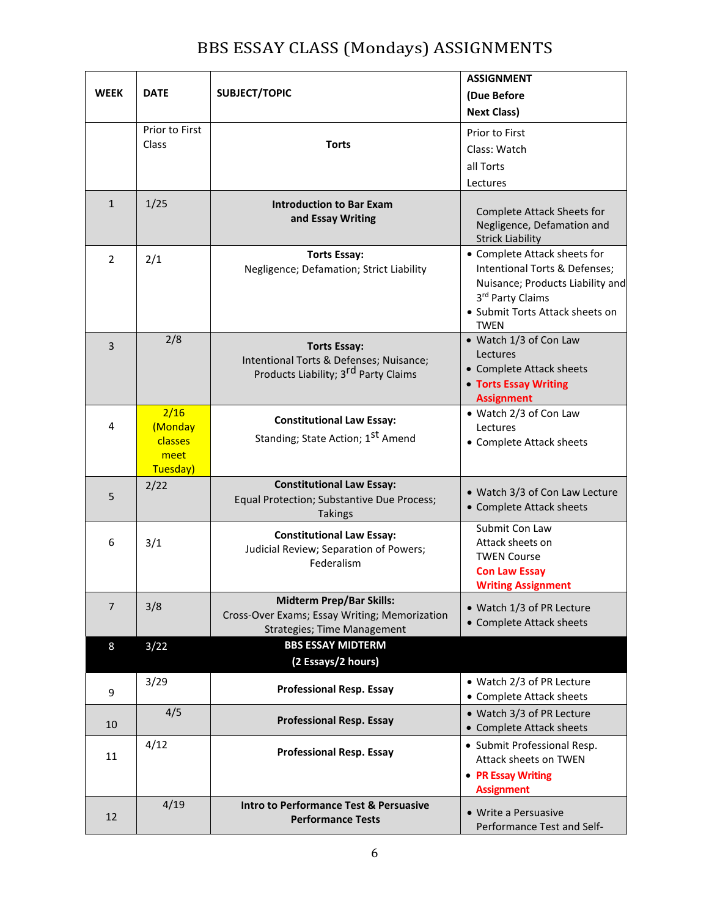# BBS ESSAY CLASS (Mondays) ASSIGNMENTS

| WEEK | DATE | SUBJECT/TOPIC | ASSIGNMENT (Due Before Next Class) |
|---|---|---|---|
| | Prior to First Class | **Torts** | Prior to First Class: Watch all Torts Lectures |
| 1 | 1/25 | **Introduction to Bar Exam and Essay Writing** | Complete Attack Sheets for Negligence, Defamation and Strick Liability |
| 2 | 2/1 | **Torts Essay:** Negligence; Defamation; Strict Liability | • Complete Attack sheets for Intentional Torts & Defenses; Nuisance; Products Liability and 3rd Party Claims<br>• Submit Torts Attack sheets on TWEN |
| 3 | 2/8 | **Torts Essay:** Intentional Torts & Defenses; Nuisance; Products Liability; 3rd Party Claims | • Watch 1/3 of Con Law Lectures<br>• Complete Attack sheets<br>• **Torts Essay Writing Assignment** |
| 4 | 2/16 (Monday classes meet Tuesday) | **Constitutional Law Essay:** Standing; State Action; 1st Amend | • Watch 2/3 of Con Law Lectures<br>• Complete Attack sheets |
| 5 | 2/22 | **Constitutional Law Essay:** Equal Protection; Substantive Due Process; Takings | • Watch 3/3 of Con Law Lecture<br>• Complete Attack sheets |
| 6 | 3/1 | **Constitutional Law Essay:** Judicial Review; Separation of Powers; Federalism | Submit Con Law Attack sheets on TWEN Course<br>**Con Law Essay Writing Assignment** |
| 7 | 3/8 | **Midterm Prep/Bar Skills:** Cross-Over Exams; Essay Writing; Memorization Strategies; Time Management | • Watch 1/3 of PR Lecture<br>• Complete Attack sheets |
| 8 | 3/22 | **BBS ESSAY MIDTERM (2 Essays/2 hours)** | |
| 9 | 3/29 | **Professional Resp. Essay** | • Watch 2/3 of PR Lecture<br>• Complete Attack sheets |
| 10 | 4/5 | **Professional Resp. Essay** | • Watch 3/3 of PR Lecture<br>• Complete Attack sheets |
| 11 | 4/12 | **Professional Resp. Essay** | • Submit Professional Resp. Attack sheets on TWEN<br>• **PR Essay Writing Assignment** |
| 12 | 4/19 | **Intro to Performance Test & Persuasive Performance Tests** | • Write a Persuasive Performance Test and Self- |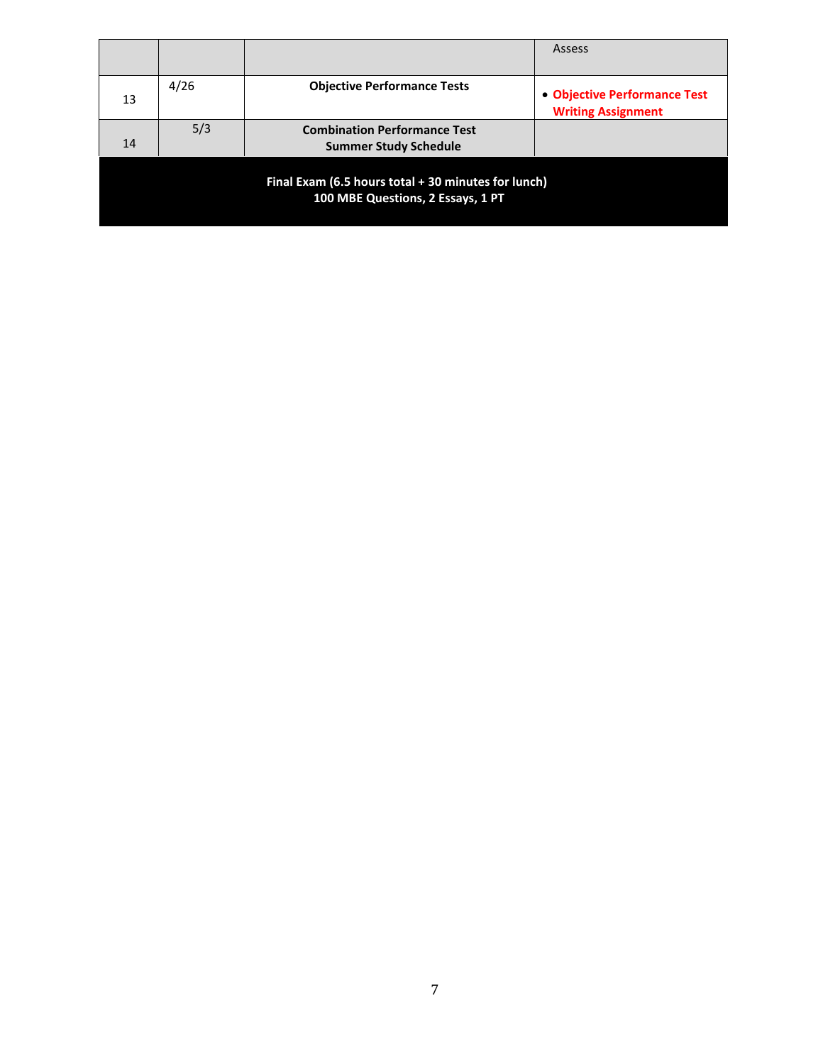| | | | |
|---|---|---|---|
| | | | Assess |
| 13 | 4/26 | **Objective Performance Tests** | • **Objective Performance Test Writing Assignment** |
| 14 | 5/3 | **Combination Performance Test**<br>**Summer Study Schedule** | |

**Final Exam (6.5 hours total + 30 minutes for lunch)**
**100 MBE Questions, 2 Essays, 1 PT**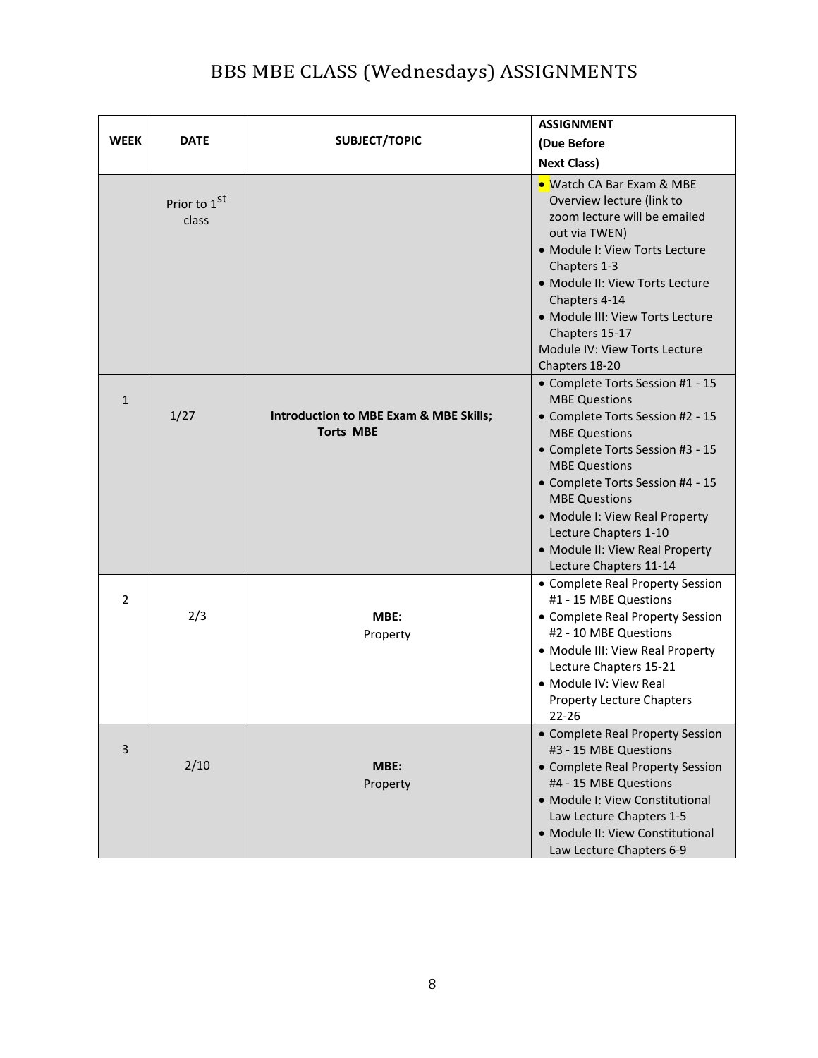# BBS MBE CLASS (Wednesdays) ASSIGNMENTS

| WEEK | DATE | SUBJECT/TOPIC | ASSIGNMENT (Due Before Next Class) |
|---|---|---|---|
| | Prior to 1st class | | • Watch CA Bar Exam & MBE Overview lecture (link to zoom lecture will be emailed out via TWEN)<br>• Module I: View Torts Lecture Chapters 1-3<br>• Module II: View Torts Lecture Chapters 4-14<br>• Module III: View Torts Lecture Chapters 15-17<br>Module IV: View Torts Lecture Chapters 18-20 |
| 1 | 1/27 | **Introduction to MBE Exam & MBE Skills; Torts MBE** | • Complete Torts Session #1 - 15 MBE Questions<br>• Complete Torts Session #2 - 15 MBE Questions<br>• Complete Torts Session #3 - 15 MBE Questions<br>• Complete Torts Session #4 - 15 MBE Questions<br>• Module I: View Real Property Lecture Chapters 1-10<br>• Module II: View Real Property Lecture Chapters 11-14 |
| 2 | 2/3 | **MBE:** Property | • Complete Real Property Session #1 - 15 MBE Questions<br>• Complete Real Property Session #2 - 10 MBE Questions<br>• Module III: View Real Property Lecture Chapters 15-21<br>• Module IV: View Real Property Lecture Chapters 22-26 |
| 3 | 2/10 | **MBE:** Property | • Complete Real Property Session #3 - 15 MBE Questions<br>• Complete Real Property Session #4 - 15 MBE Questions<br>• Module I: View Constitutional Law Lecture Chapters 1-5<br>• Module II: View Constitutional Law Lecture Chapters 6-9 |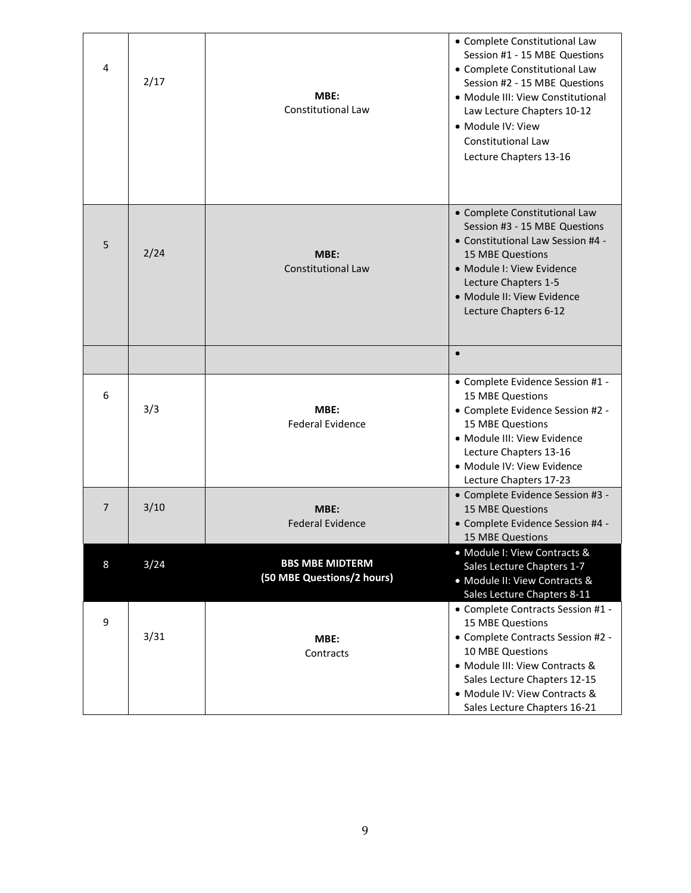| | | | |
|---|---|---|---|
| 4 | 2/17 | **MBE:** Constitutional Law | • Complete Constitutional Law Session #1 - 15 MBE Questions<br>• Complete Constitutional Law Session #2 - 15 MBE Questions<br>• Module III: View Constitutional Law Lecture Chapters 10-12<br>• Module IV: View Constitutional Law Lecture Chapters 13-16 |
| 5 | 2/24 | **MBE:** Constitutional Law | • Complete Constitutional Law Session #3 - 15 MBE Questions<br>• Constitutional Law Session #4 - 15 MBE Questions<br>• Module I: View Evidence Lecture Chapters 1-5<br>• Module II: View Evidence Lecture Chapters 6-12 |
| | | | • |
| 6 | 3/3 | **MBE:** Federal Evidence | • Complete Evidence Session #1 - 15 MBE Questions<br>• Complete Evidence Session #2 - 15 MBE Questions<br>• Module III: View Evidence Lecture Chapters 13-16<br>• Module IV: View Evidence Lecture Chapters 17-23 |
| 7 | 3/10 | **MBE:** Federal Evidence | • Complete Evidence Session #3 - 15 MBE Questions<br>• Complete Evidence Session #4 - 15 MBE Questions |
| 8 | 3/24 | **BBS MBE MIDTERM (50 MBE Questions/2 hours)** | • Module I: View Contracts & Sales Lecture Chapters 1-7<br>• Module II: View Contracts & Sales Lecture Chapters 8-11 |
| 9 | 3/31 | **MBE:** Contracts | • Complete Contracts Session #1 - 15 MBE Questions<br>• Complete Contracts Session #2 - 10 MBE Questions<br>• Module III: View Contracts & Sales Lecture Chapters 12-15<br>• Module IV: View Contracts & Sales Lecture Chapters 16-21 |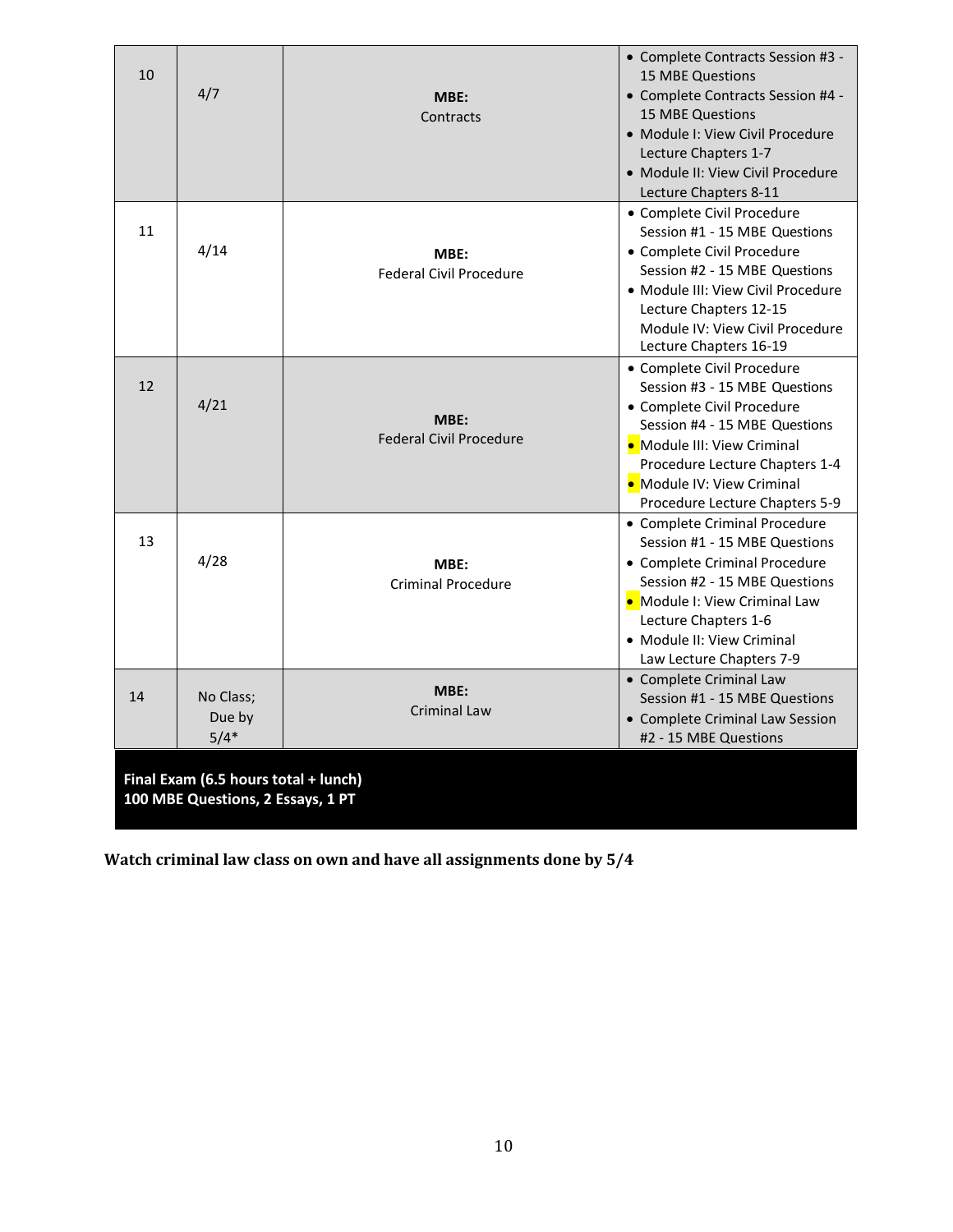| 10 | 4/7 | **MBE:** Contracts | • Complete Contracts Session #3 - 15 MBE Questions<br>• Complete Contracts Session #4 - 15 MBE Questions<br>• Module I: View Civil Procedure Lecture Chapters 1-7<br>• Module II: View Civil Procedure Lecture Chapters 8-11 |
|---|---|---|---|
| 11 | 4/14 | **MBE:** Federal Civil Procedure | • Complete Civil Procedure Session #1 - 15 MBE Questions<br>• Complete Civil Procedure Session #2 - 15 MBE Questions<br>• Module III: View Civil Procedure Lecture Chapters 12-15<br>Module IV: View Civil Procedure Lecture Chapters 16-19 |
| 12 | 4/21 | **MBE:** Federal Civil Procedure | • Complete Civil Procedure Session #3 - 15 MBE Questions<br>• Complete Civil Procedure Session #4 - 15 MBE Questions<br>• Module III: View Criminal Procedure Lecture Chapters 1-4<br>• Module IV: View Criminal Procedure Lecture Chapters 5-9 |
| 13 | 4/28 | **MBE:** Criminal Procedure | • Complete Criminal Procedure Session #1 - 15 MBE Questions<br>• Complete Criminal Procedure Session #2 - 15 MBE Questions<br>• Module I: View Criminal Law Lecture Chapters 1-6<br>• Module II: View Criminal Law Lecture Chapters 7-9 |
| 14 | No Class; Due by 5/4* | **MBE:** Criminal Law | • Complete Criminal Law Session #1 - 15 MBE Questions<br>• Complete Criminal Law Session #2 - 15 MBE Questions |
| **Final Exam (6.5 hours total + lunch)<br>100 MBE Questions, 2 Essays, 1 PT** | | | |

**Watch criminal law class on own and have all assignments done by 5/4**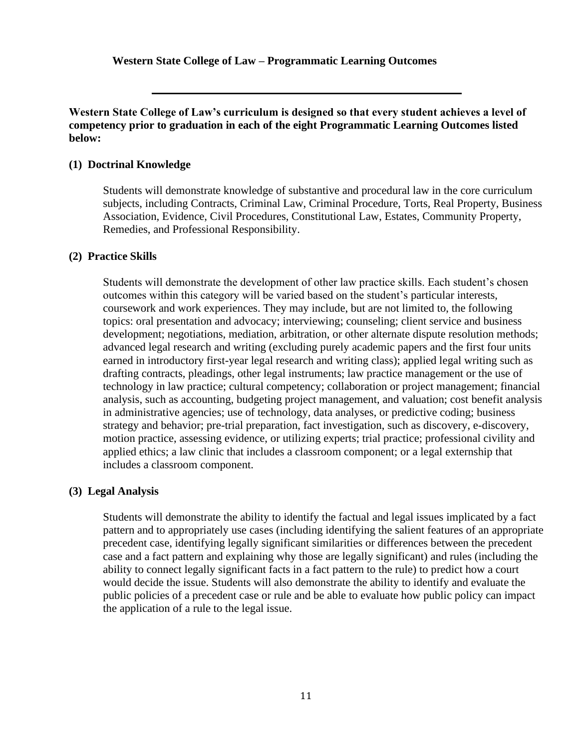## Western State College of Law – Programmatic Learning Outcomes

---

**Western State College of Law's curriculum is designed so that every student achieves a level of competency prior to graduation in each of the eight Programmatic Learning Outcomes listed below:**

### (1) Doctrinal Knowledge

Students will demonstrate knowledge of substantive and procedural law in the core curriculum subjects, including Contracts, Criminal Law, Criminal Procedure, Torts, Real Property, Business Association, Evidence, Civil Procedures, Constitutional Law, Estates, Community Property, Remedies, and Professional Responsibility.

### (2) Practice Skills

Students will demonstrate the development of other law practice skills. Each student's chosen outcomes within this category will be varied based on the student's particular interests, coursework and work experiences. They may include, but are not limited to, the following topics: oral presentation and advocacy; interviewing; counseling; client service and business development; negotiations, mediation, arbitration, or other alternate dispute resolution methods; advanced legal research and writing (excluding purely academic papers and the first four units earned in introductory first-year legal research and writing class); applied legal writing such as drafting contracts, pleadings, other legal instruments; law practice management or the use of technology in law practice; cultural competency; collaboration or project management; financial analysis, such as accounting, budgeting project management, and valuation; cost benefit analysis in administrative agencies; use of technology, data analyses, or predictive coding; business strategy and behavior; pre-trial preparation, fact investigation, such as discovery, e-discovery, motion practice, assessing evidence, or utilizing experts; trial practice; professional civility and applied ethics; a law clinic that includes a classroom component; or a legal externship that includes a classroom component.

### (3) Legal Analysis

Students will demonstrate the ability to identify the factual and legal issues implicated by a fact pattern and to appropriately use cases (including identifying the salient features of an appropriate precedent case, identifying legally significant similarities or differences between the precedent case and a fact pattern and explaining why those are legally significant) and rules (including the ability to connect legally significant facts in a fact pattern to the rule) to predict how a court would decide the issue. Students will also demonstrate the ability to identify and evaluate the public policies of a precedent case or rule and be able to evaluate how public policy can impact the application of a rule to the legal issue.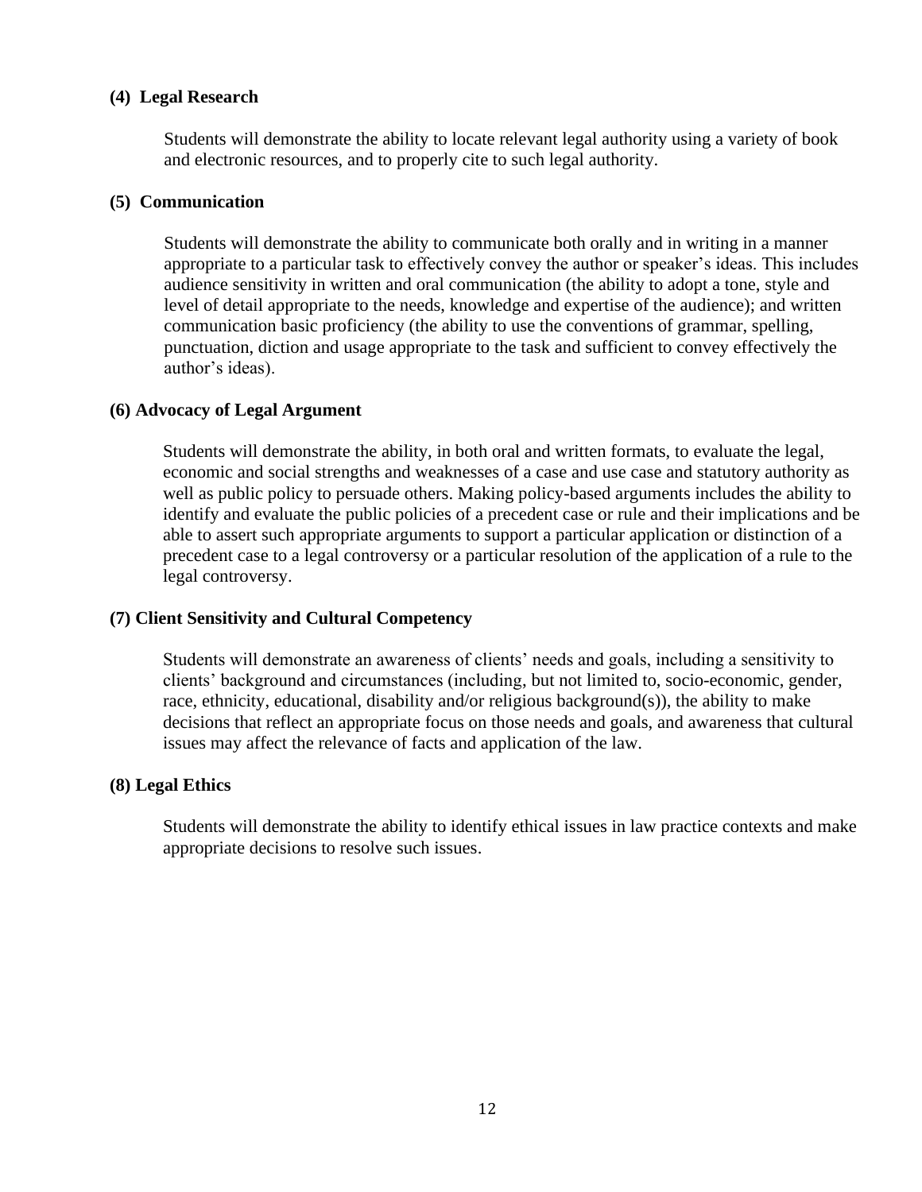### (4) Legal Research

Students will demonstrate the ability to locate relevant legal authority using a variety of book and electronic resources, and to properly cite to such legal authority.

### (5) Communication

Students will demonstrate the ability to communicate both orally and in writing in a manner appropriate to a particular task to effectively convey the author or speaker's ideas. This includes audience sensitivity in written and oral communication (the ability to adopt a tone, style and level of detail appropriate to the needs, knowledge and expertise of the audience); and written communication basic proficiency (the ability to use the conventions of grammar, spelling, punctuation, diction and usage appropriate to the task and sufficient to convey effectively the author's ideas).

### (6) Advocacy of Legal Argument

Students will demonstrate the ability, in both oral and written formats, to evaluate the legal, economic and social strengths and weaknesses of a case and use case and statutory authority as well as public policy to persuade others. Making policy-based arguments includes the ability to identify and evaluate the public policies of a precedent case or rule and their implications and be able to assert such appropriate arguments to support a particular application or distinction of a precedent case to a legal controversy or a particular resolution of the application of a rule to the legal controversy.

### (7) Client Sensitivity and Cultural Competency

Students will demonstrate an awareness of clients' needs and goals, including a sensitivity to clients' background and circumstances (including, but not limited to, socio-economic, gender, race, ethnicity, educational, disability and/or religious background(s)), the ability to make decisions that reflect an appropriate focus on those needs and goals, and awareness that cultural issues may affect the relevance of facts and application of the law.

### (8) Legal Ethics

Students will demonstrate the ability to identify ethical issues in law practice contexts and make appropriate decisions to resolve such issues.